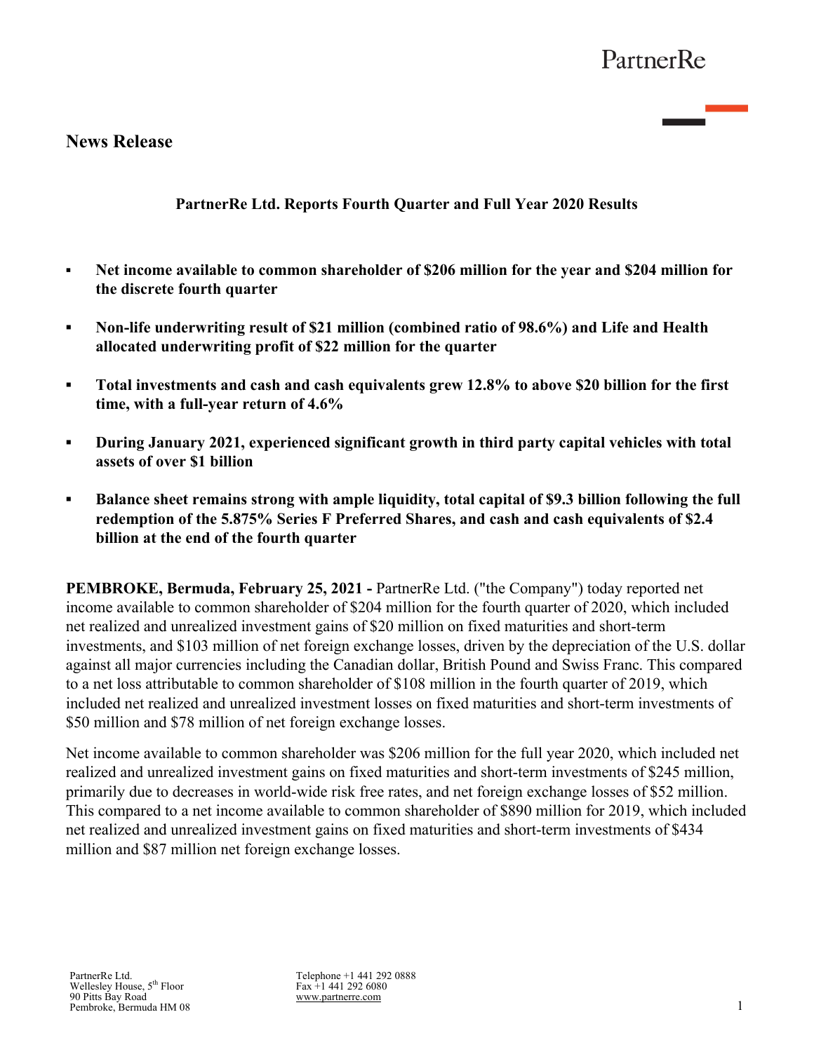PartnerRe

# News Release

## PartnerRe Ltd. Reports Fourth Quarter and Full Year 2020 Results

- **Net income available to common shareholder of $206 million for the year and $204 million for the discrete fourth quarter**
- **Non-life underwriting result of $21 million (combined ratio of 98.6%) and Life and Health allocated underwriting profit of $22 million for the quarter**
- **Total investments and cash and cash equivalents grew 12.8% to above $20 billion for the first time, with a full-year return of 4.6%**
- **During January 2021, experienced significant growth in third party capital vehicles with total assets of over $1 billion**
- **Balance sheet remains strong with ample liquidity, total capital of $9.3 billion following the full redemption of the 5.875% Series F Preferred Shares, and cash and cash equivalents of $2.4 billion at the end of the fourth quarter**

**PEMBROKE, Bermuda, February 25, 2021 -** PartnerRe Ltd. ("the Company") today reported net income available to common shareholder of $204 million for the fourth quarter of 2020, which included net realized and unrealized investment gains of $20 million on fixed maturities and short-term investments, and $103 million of net foreign exchange losses, driven by the depreciation of the U.S. dollar against all major currencies including the Canadian dollar, British Pound and Swiss Franc. This compared to a net loss attributable to common shareholder of $108 million in the fourth quarter of 2019, which included net realized and unrealized investment losses on fixed maturities and short-term investments of $50 million and $78 million of net foreign exchange losses.

Net income available to common shareholder was $206 million for the full year 2020, which included net realized and unrealized investment gains on fixed maturities and short-term investments of $245 million, primarily due to decreases in world-wide risk free rates, and net foreign exchange losses of $52 million. This compared to a net income available to common shareholder of $890 million for 2019, which included net realized and unrealized investment gains on fixed maturities and short-term investments of $434 million and $87 million net foreign exchange losses.

PartnerRe Ltd.
Wellesley House, 5th Floor
90 Pitts Bay Road
Pembroke, Bermuda HM 08

Telephone +1 441 292 0888
Fax +1 441 292 6080
www.partnerre.com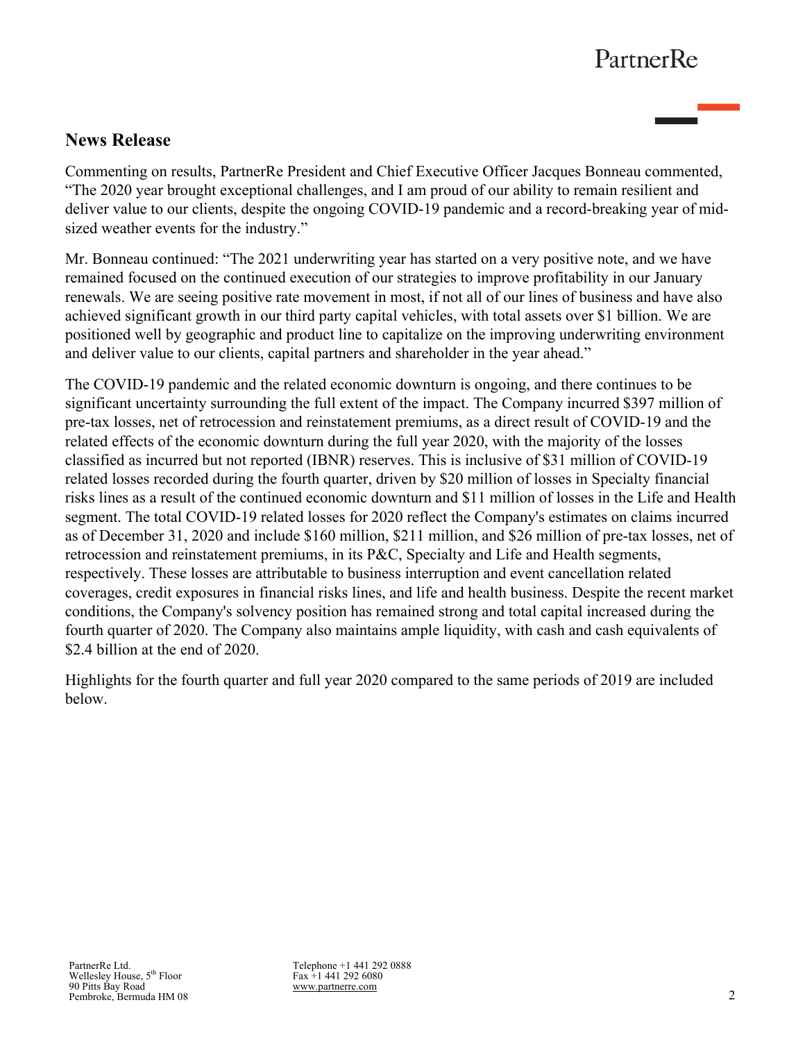## News Release

Commenting on results, PartnerRe President and Chief Executive Officer Jacques Bonneau commented, "The 2020 year brought exceptional challenges, and I am proud of our ability to remain resilient and deliver value to our clients, despite the ongoing COVID-19 pandemic and a record-breaking year of mid-sized weather events for the industry."

Mr. Bonneau continued: "The 2021 underwriting year has started on a very positive note, and we have remained focused on the continued execution of our strategies to improve profitability in our January renewals. We are seeing positive rate movement in most, if not all of our lines of business and have also achieved significant growth in our third party capital vehicles, with total assets over $1 billion. We are positioned well by geographic and product line to capitalize on the improving underwriting environment and deliver value to our clients, capital partners and shareholder in the year ahead."

The COVID-19 pandemic and the related economic downturn is ongoing, and there continues to be significant uncertainty surrounding the full extent of the impact. The Company incurred $397 million of pre-tax losses, net of retrocession and reinstatement premiums, as a direct result of COVID-19 and the related effects of the economic downturn during the full year 2020, with the majority of the losses classified as incurred but not reported (IBNR) reserves. This is inclusive of $31 million of COVID-19 related losses recorded during the fourth quarter, driven by $20 million of losses in Specialty financial risks lines as a result of the continued economic downturn and $11 million of losses in the Life and Health segment. The total COVID-19 related losses for 2020 reflect the Company's estimates on claims incurred as of December 31, 2020 and include $160 million, $211 million, and $26 million of pre-tax losses, net of retrocession and reinstatement premiums, in its P&C, Specialty and Life and Health segments, respectively. These losses are attributable to business interruption and event cancellation related coverages, credit exposures in financial risks lines, and life and health business. Despite the recent market conditions, the Company's solvency position has remained strong and total capital increased during the fourth quarter of 2020. The Company also maintains ample liquidity, with cash and cash equivalents of $2.4 billion at the end of 2020.

Highlights for the fourth quarter and full year 2020 compared to the same periods of 2019 are included below.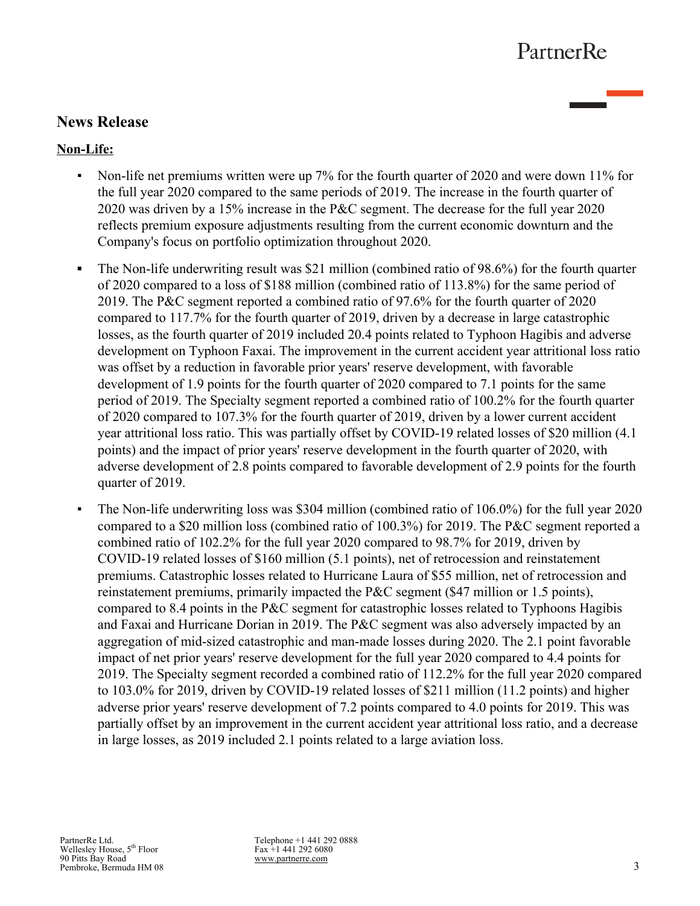## News Release

**Non-Life:**

- Non-life net premiums written were up 7% for the fourth quarter of 2020 and were down 11% for the full year 2020 compared to the same periods of 2019. The increase in the fourth quarter of 2020 was driven by a 15% increase in the P&C segment. The decrease for the full year 2020 reflects premium exposure adjustments resulting from the current economic downturn and the Company's focus on portfolio optimization throughout 2020.
- The Non-life underwriting result was $21 million (combined ratio of 98.6%) for the fourth quarter of 2020 compared to a loss of $188 million (combined ratio of 113.8%) for the same period of 2019. The P&C segment reported a combined ratio of 97.6% for the fourth quarter of 2020 compared to 117.7% for the fourth quarter of 2019, driven by a decrease in large catastrophic losses, as the fourth quarter of 2019 included 20.4 points related to Typhoon Hagibis and adverse development on Typhoon Faxai. The improvement in the current accident year attritional loss ratio was offset by a reduction in favorable prior years' reserve development, with favorable development of 1.9 points for the fourth quarter of 2020 compared to 7.1 points for the same period of 2019. The Specialty segment reported a combined ratio of 100.2% for the fourth quarter of 2020 compared to 107.3% for the fourth quarter of 2019, driven by a lower current accident year attritional loss ratio. This was partially offset by COVID-19 related losses of $20 million (4.1 points) and the impact of prior years' reserve development in the fourth quarter of 2020, with adverse development of 2.8 points compared to favorable development of 2.9 points for the fourth quarter of 2019.
- The Non-life underwriting loss was $304 million (combined ratio of 106.0%) for the full year 2020 compared to a $20 million loss (combined ratio of 100.3%) for 2019. The P&C segment reported a combined ratio of 102.2% for the full year 2020 compared to 98.7% for 2019, driven by COVID-19 related losses of $160 million (5.1 points), net of retrocession and reinstatement premiums. Catastrophic losses related to Hurricane Laura of $55 million, net of retrocession and reinstatement premiums, primarily impacted the P&C segment ($47 million or 1.5 points), compared to 8.4 points in the P&C segment for catastrophic losses related to Typhoons Hagibis and Faxai and Hurricane Dorian in 2019. The P&C segment was also adversely impacted by an aggregation of mid-sized catastrophic and man-made losses during 2020. The 2.1 point favorable impact of net prior years' reserve development for the full year 2020 compared to 4.4 points for 2019. The Specialty segment recorded a combined ratio of 112.2% for the full year 2020 compared to 103.0% for 2019, driven by COVID-19 related losses of $211 million (11.2 points) and higher adverse prior years' reserve development of 7.2 points compared to 4.0 points for 2019. This was partially offset by an improvement in the current accident year attritional loss ratio, and a decrease in large losses, as 2019 included 2.1 points related to a large aviation loss.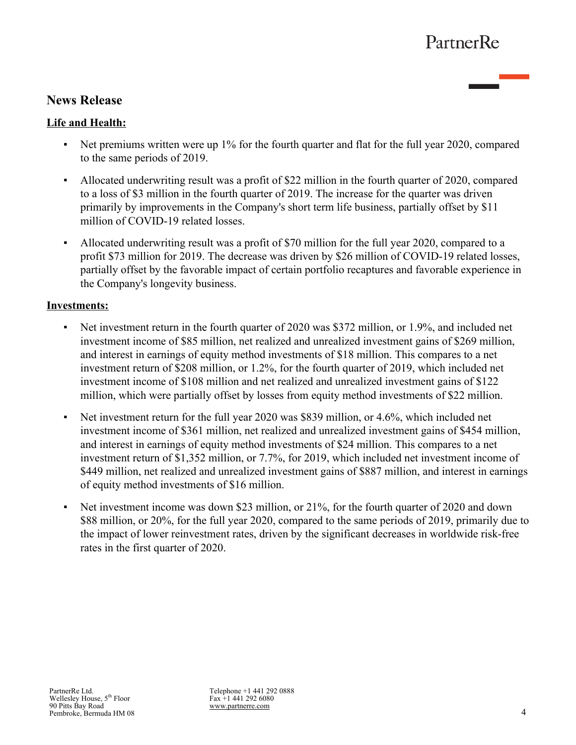## News Release

**Life and Health:**

- Net premiums written were up 1% for the fourth quarter and flat for the full year 2020, compared to the same periods of 2019.
- Allocated underwriting result was a profit of $22 million in the fourth quarter of 2020, compared to a loss of $3 million in the fourth quarter of 2019. The increase for the quarter was driven primarily by improvements in the Company's short term life business, partially offset by $11 million of COVID-19 related losses.
- Allocated underwriting result was a profit of $70 million for the full year 2020, compared to a profit $73 million for 2019. The decrease was driven by $26 million of COVID-19 related losses, partially offset by the favorable impact of certain portfolio recaptures and favorable experience in the Company's longevity business.

**Investments:**

- Net investment return in the fourth quarter of 2020 was $372 million, or 1.9%, and included net investment income of $85 million, net realized and unrealized investment gains of $269 million, and interest in earnings of equity method investments of $18 million. This compares to a net investment return of $208 million, or 1.2%, for the fourth quarter of 2019, which included net investment income of $108 million and net realized and unrealized investment gains of $122 million, which were partially offset by losses from equity method investments of $22 million.
- Net investment return for the full year 2020 was $839 million, or 4.6%, which included net investment income of $361 million, net realized and unrealized investment gains of $454 million, and interest in earnings of equity method investments of $24 million. This compares to a net investment return of $1,352 million, or 7.7%, for 2019, which included net investment income of $449 million, net realized and unrealized investment gains of $887 million, and interest in earnings of equity method investments of $16 million.
- Net investment income was down $23 million, or 21%, for the fourth quarter of 2020 and down $88 million, or 20%, for the full year 2020, compared to the same periods of 2019, primarily due to the impact of lower reinvestment rates, driven by the significant decreases in worldwide risk-free rates in the first quarter of 2020.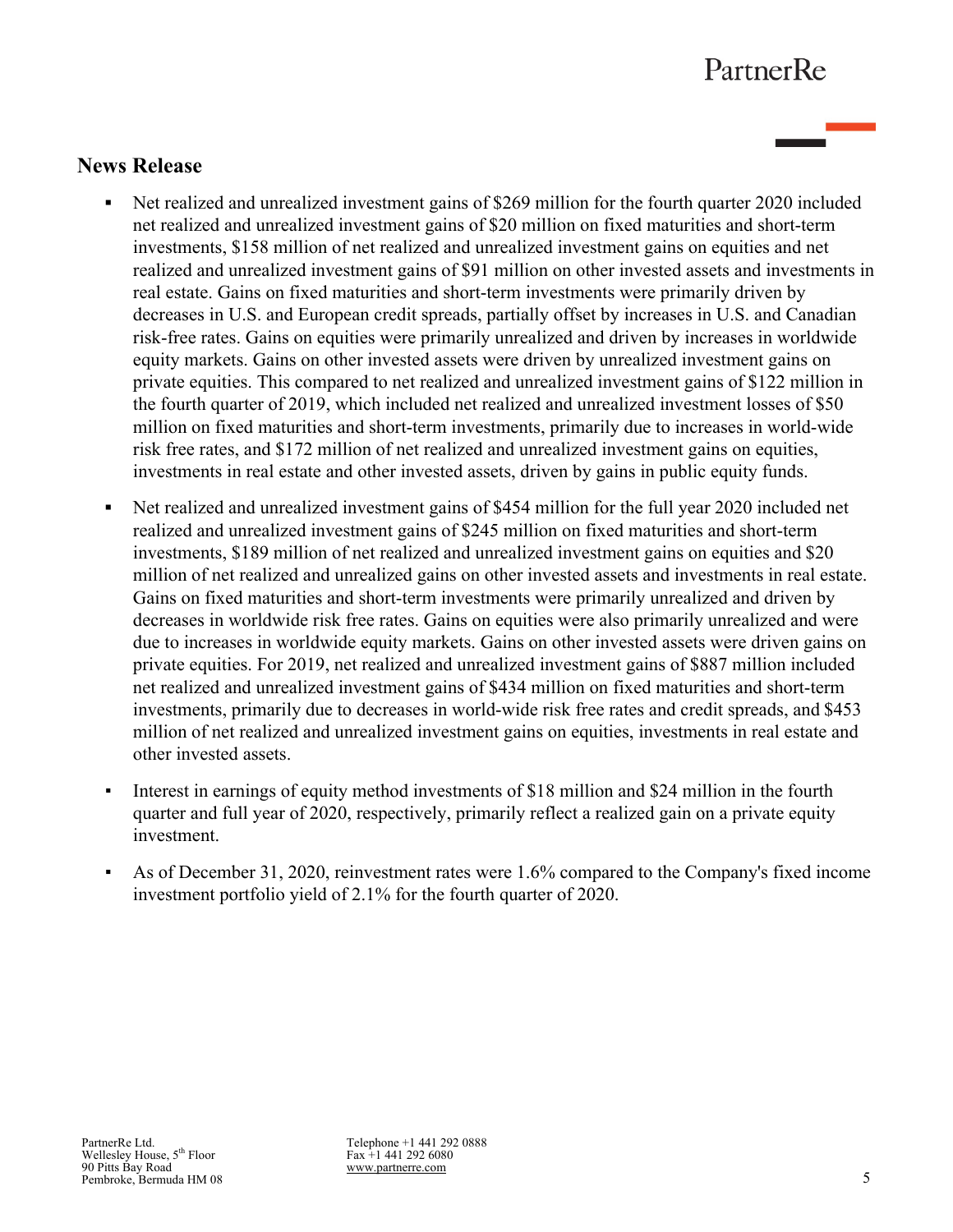## News Release

- Net realized and unrealized investment gains of $269 million for the fourth quarter 2020 included net realized and unrealized investment gains of $20 million on fixed maturities and short-term investments, $158 million of net realized and unrealized investment gains on equities and net realized and unrealized investment gains of $91 million on other invested assets and investments in real estate. Gains on fixed maturities and short-term investments were primarily driven by decreases in U.S. and European credit spreads, partially offset by increases in U.S. and Canadian risk-free rates. Gains on equities were primarily unrealized and driven by increases in worldwide equity markets. Gains on other invested assets were driven by unrealized investment gains on private equities. This compared to net realized and unrealized investment gains of $122 million in the fourth quarter of 2019, which included net realized and unrealized investment losses of $50 million on fixed maturities and short-term investments, primarily due to increases in world-wide risk free rates, and $172 million of net realized and unrealized investment gains on equities, investments in real estate and other invested assets, driven by gains in public equity funds.

- Net realized and unrealized investment gains of $454 million for the full year 2020 included net realized and unrealized investment gains of $245 million on fixed maturities and short-term investments, $189 million of net realized and unrealized investment gains on equities and $20 million of net realized and unrealized gains on other invested assets and investments in real estate. Gains on fixed maturities and short-term investments were primarily unrealized and driven by decreases in worldwide risk free rates. Gains on equities were also primarily unrealized and were due to increases in worldwide equity markets. Gains on other invested assets were driven gains on private equities. For 2019, net realized and unrealized investment gains of $887 million included net realized and unrealized investment gains of $434 million on fixed maturities and short-term investments, primarily due to decreases in world-wide risk free rates and credit spreads, and $453 million of net realized and unrealized investment gains on equities, investments in real estate and other invested assets.

- Interest in earnings of equity method investments of $18 million and $24 million in the fourth quarter and full year of 2020, respectively, primarily reflect a realized gain on a private equity investment.

- As of December 31, 2020, reinvestment rates were 1.6% compared to the Company's fixed income investment portfolio yield of 2.1% for the fourth quarter of 2020.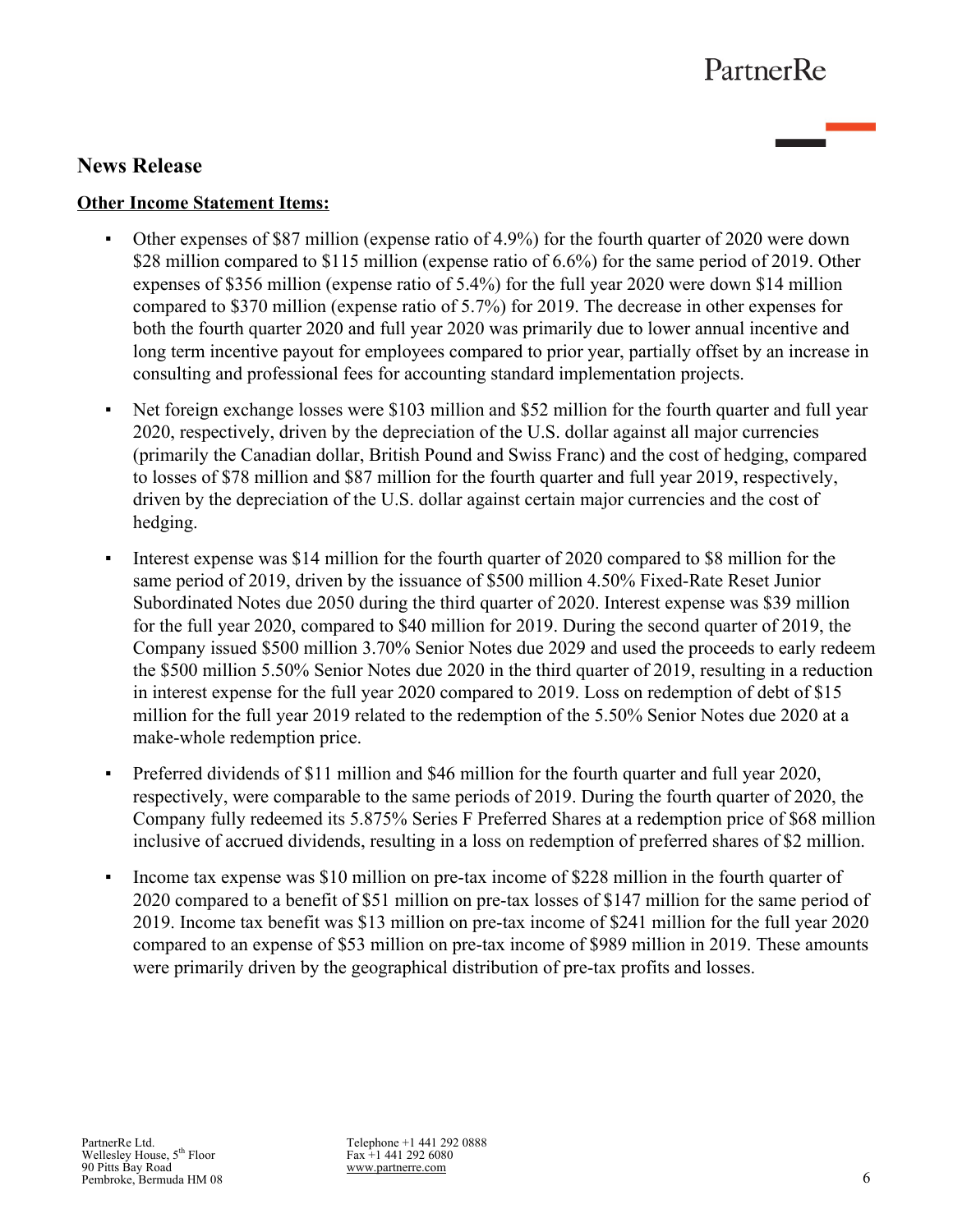## News Release

**Other Income Statement Items:**

- Other expenses of $87 million (expense ratio of 4.9%) for the fourth quarter of 2020 were down $28 million compared to $115 million (expense ratio of 6.6%) for the same period of 2019. Other expenses of $356 million (expense ratio of 5.4%) for the full year 2020 were down $14 million compared to $370 million (expense ratio of 5.7%) for 2019. The decrease in other expenses for both the fourth quarter 2020 and full year 2020 was primarily due to lower annual incentive and long term incentive payout for employees compared to prior year, partially offset by an increase in consulting and professional fees for accounting standard implementation projects.

- Net foreign exchange losses were $103 million and $52 million for the fourth quarter and full year 2020, respectively, driven by the depreciation of the U.S. dollar against all major currencies (primarily the Canadian dollar, British Pound and Swiss Franc) and the cost of hedging, compared to losses of $78 million and $87 million for the fourth quarter and full year 2019, respectively, driven by the depreciation of the U.S. dollar against certain major currencies and the cost of hedging.

- Interest expense was $14 million for the fourth quarter of 2020 compared to $8 million for the same period of 2019, driven by the issuance of $500 million 4.50% Fixed-Rate Reset Junior Subordinated Notes due 2050 during the third quarter of 2020. Interest expense was $39 million for the full year 2020, compared to $40 million for 2019. During the second quarter of 2019, the Company issued $500 million 3.70% Senior Notes due 2029 and used the proceeds to early redeem the $500 million 5.50% Senior Notes due 2020 in the third quarter of 2019, resulting in a reduction in interest expense for the full year 2020 compared to 2019. Loss on redemption of debt of $15 million for the full year 2019 related to the redemption of the 5.50% Senior Notes due 2020 at a make-whole redemption price.

- Preferred dividends of $11 million and $46 million for the fourth quarter and full year 2020, respectively, were comparable to the same periods of 2019. During the fourth quarter of 2020, the Company fully redeemed its 5.875% Series F Preferred Shares at a redemption price of $68 million inclusive of accrued dividends, resulting in a loss on redemption of preferred shares of $2 million.

- Income tax expense was $10 million on pre-tax income of $228 million in the fourth quarter of 2020 compared to a benefit of $51 million on pre-tax losses of $147 million for the same period of 2019. Income tax benefit was $13 million on pre-tax income of $241 million for the full year 2020 compared to an expense of $53 million on pre-tax income of $989 million in 2019. These amounts were primarily driven by the geographical distribution of pre-tax profits and losses.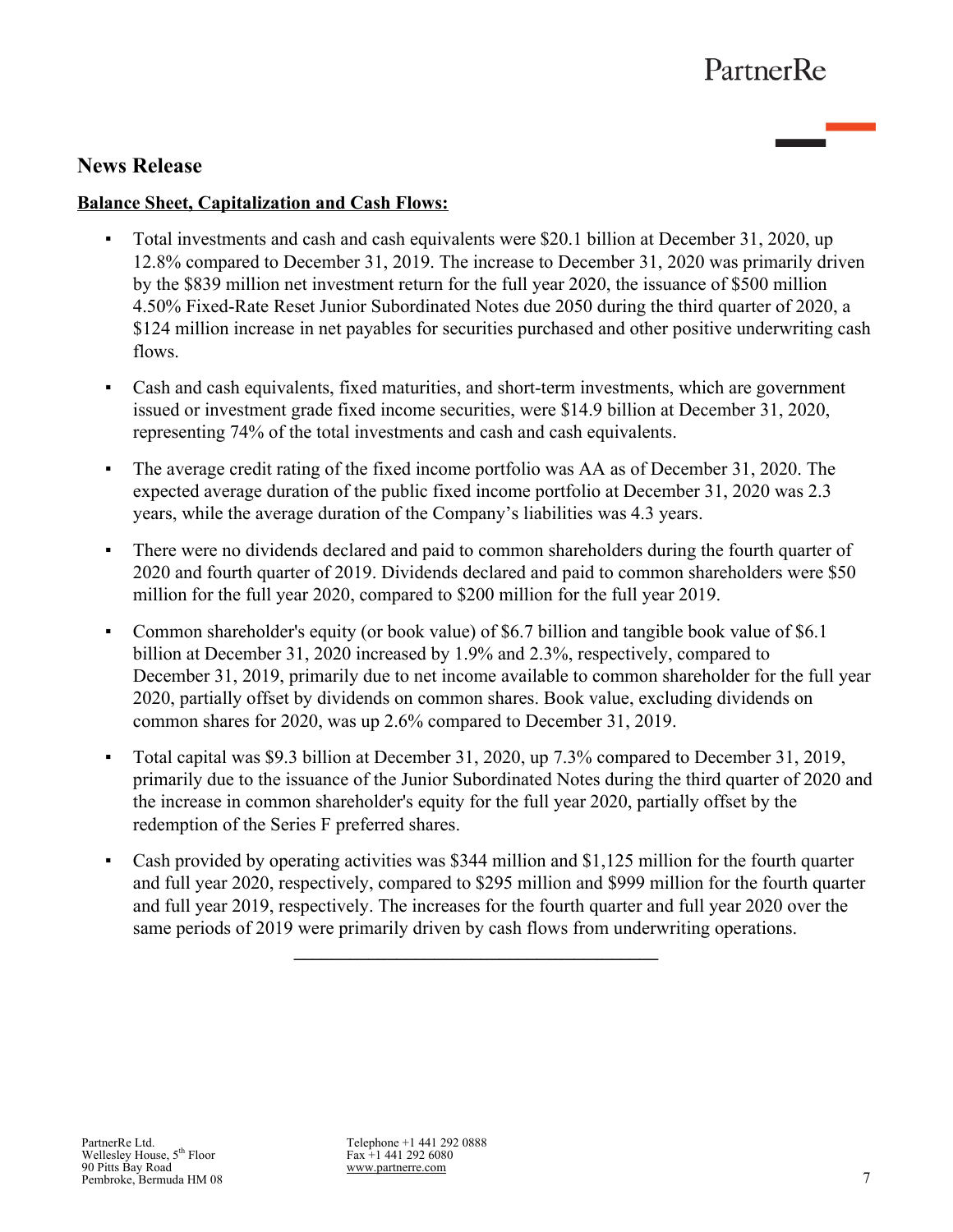## News Release

**Balance Sheet, Capitalization and Cash Flows:**

- Total investments and cash and cash equivalents were $20.1 billion at December 31, 2020, up 12.8% compared to December 31, 2019. The increase to December 31, 2020 was primarily driven by the $839 million net investment return for the full year 2020, the issuance of $500 million 4.50% Fixed-Rate Reset Junior Subordinated Notes due 2050 during the third quarter of 2020, a $124 million increase in net payables for securities purchased and other positive underwriting cash flows.
- Cash and cash equivalents, fixed maturities, and short-term investments, which are government issued or investment grade fixed income securities, were $14.9 billion at December 31, 2020, representing 74% of the total investments and cash and cash equivalents.
- The average credit rating of the fixed income portfolio was AA as of December 31, 2020. The expected average duration of the public fixed income portfolio at December 31, 2020 was 2.3 years, while the average duration of the Company's liabilities was 4.3 years.
- There were no dividends declared and paid to common shareholders during the fourth quarter of 2020 and fourth quarter of 2019. Dividends declared and paid to common shareholders were $50 million for the full year 2020, compared to $200 million for the full year 2019.
- Common shareholder's equity (or book value) of $6.7 billion and tangible book value of $6.1 billion at December 31, 2020 increased by 1.9% and 2.3%, respectively, compared to December 31, 2019, primarily due to net income available to common shareholder for the full year 2020, partially offset by dividends on common shares. Book value, excluding dividends on common shares for 2020, was up 2.6% compared to December 31, 2019.
- Total capital was $9.3 billion at December 31, 2020, up 7.3% compared to December 31, 2019, primarily due to the issuance of the Junior Subordinated Notes during the third quarter of 2020 and the increase in common shareholder's equity for the full year 2020, partially offset by the redemption of the Series F preferred shares.
- Cash provided by operating activities was $344 million and $1,125 million for the fourth quarter and full year 2020, respectively, compared to $295 million and $999 million for the fourth quarter and full year 2019, respectively. The increases for the fourth quarter and full year 2020 over the same periods of 2019 were primarily driven by cash flows from underwriting operations.

---

PartnerRe Ltd.
Wellesley House, 5th Floor
90 Pitts Bay Road
Pembroke, Bermuda HM 08

Telephone +1 441 292 0888
Fax +1 441 292 6080
www.partnerre.com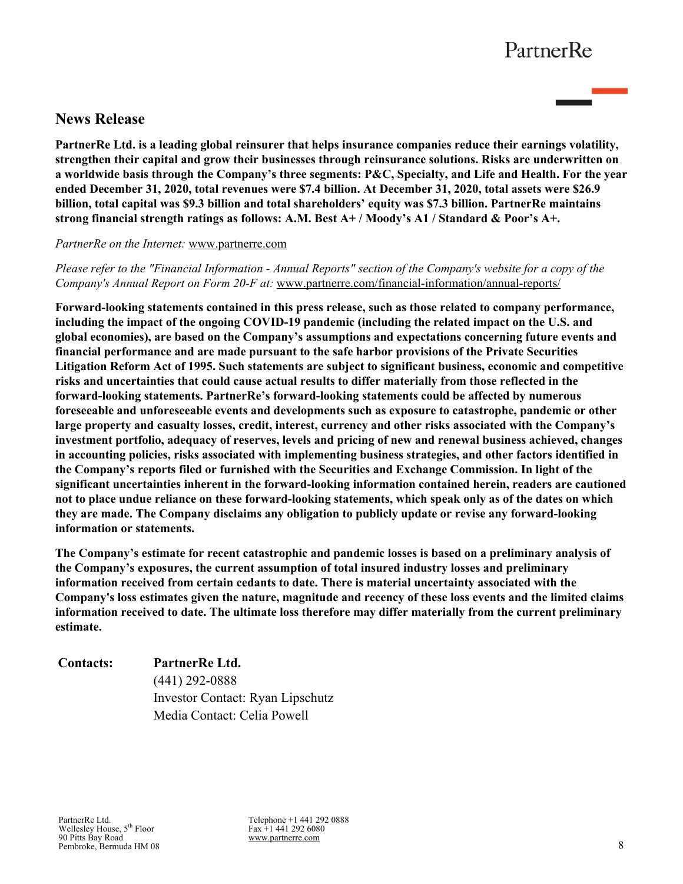## News Release

**PartnerRe Ltd. is a leading global reinsurer that helps insurance companies reduce their earnings volatility, strengthen their capital and grow their businesses through reinsurance solutions. Risks are underwritten on a worldwide basis through the Company's three segments: P&C, Specialty, and Life and Health. For the year ended December 31, 2020, total revenues were $7.4 billion. At December 31, 2020, total assets were $26.9 billion, total capital was $9.3 billion and total shareholders' equity was $7.3 billion. PartnerRe maintains strong financial strength ratings as follows: A.M. Best A+ / Moody's A1 / Standard & Poor's A+.**

*PartnerRe on the Internet:* www.partnerre.com

*Please refer to the "Financial Information - Annual Reports" section of the Company's website for a copy of the Company's Annual Report on Form 20-F at:* www.partnerre.com/financial-information/annual-reports/

**Forward-looking statements contained in this press release, such as those related to company performance, including the impact of the ongoing COVID-19 pandemic (including the related impact on the U.S. and global economies), are based on the Company's assumptions and expectations concerning future events and financial performance and are made pursuant to the safe harbor provisions of the Private Securities Litigation Reform Act of 1995. Such statements are subject to significant business, economic and competitive risks and uncertainties that could cause actual results to differ materially from those reflected in the forward-looking statements. PartnerRe's forward-looking statements could be affected by numerous foreseeable and unforeseeable events and developments such as exposure to catastrophe, pandemic or other large property and casualty losses, credit, interest, currency and other risks associated with the Company's investment portfolio, adequacy of reserves, levels and pricing of new and renewal business achieved, changes in accounting policies, risks associated with implementing business strategies, and other factors identified in the Company's reports filed or furnished with the Securities and Exchange Commission. In light of the significant uncertainties inherent in the forward-looking information contained herein, readers are cautioned not to place undue reliance on these forward-looking statements, which speak only as of the dates on which they are made. The Company disclaims any obligation to publicly update or revise any forward-looking information or statements.**

**The Company's estimate for recent catastrophic and pandemic losses is based on a preliminary analysis of the Company's exposures, the current assumption of total insured industry losses and preliminary information received from certain cedants to date. There is material uncertainty associated with the Company's loss estimates given the nature, magnitude and recency of these loss events and the limited claims information received to date. The ultimate loss therefore may differ materially from the current preliminary estimate.**

**Contacts:** **PartnerRe Ltd.**
(441) 292-0888
Investor Contact: Ryan Lipschutz
Media Contact: Celia Powell

PartnerRe Ltd.
Wellesley House, 5th Floor
90 Pitts Bay Road
Pembroke, Bermuda HM 08

Telephone +1 441 292 0888
Fax +1 441 292 6080
www.partnerre.com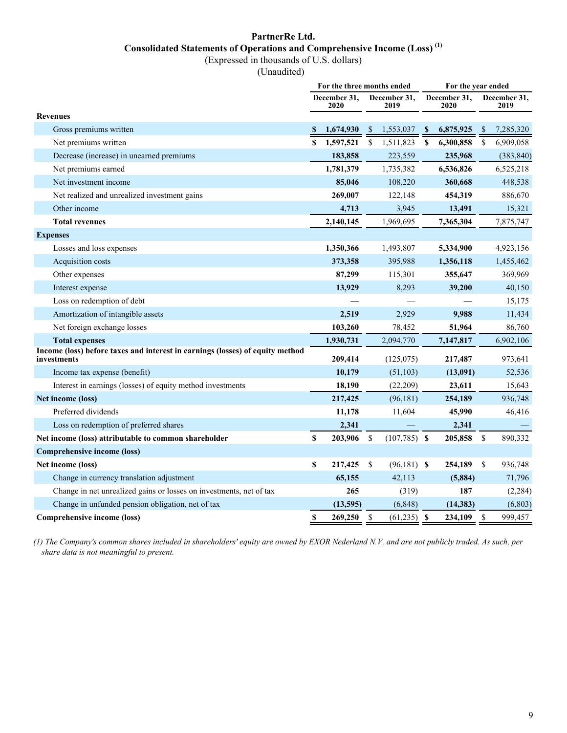# PartnerRe Ltd.

## Consolidated Statements of Operations and Comprehensive Income (Loss) [(1)]

(Expressed in thousands of U.S. dollars)

(Unaudited)

| | For the three months ended | | For the year ended | |
|---|---|---|---|---|
| | December 31, 2020 | December 31, 2019 | December 31, 2020 | December 31, 2019 |
| **Revenues** | | | | |
| Gross premiums written | **$ 1,674,930** | $ 1,553,037 | **$ 6,875,925** | $ 7,285,320 |
| Net premiums written | **$ 1,597,521** | $ 1,511,823 | **$ 6,300,858** | $ 6,909,058 |
| Decrease (increase) in unearned premiums | **183,858** | 223,559 | **235,968** | (383,840) |
| Net premiums earned | **1,781,379** | 1,735,382 | **6,536,826** | 6,525,218 |
| Net investment income | **85,046** | 108,220 | **360,668** | 448,538 |
| Net realized and unrealized investment gains | **269,007** | 122,148 | **454,319** | 886,670 |
| Other income | **4,713** | 3,945 | **13,491** | 15,321 |
| **Total revenues** | **2,140,145** | 1,969,695 | **7,365,304** | 7,875,747 |
| **Expenses** | | | | |
| Losses and loss expenses | **1,350,366** | 1,493,807 | **5,334,900** | 4,923,156 |
| Acquisition costs | **373,358** | 395,988 | **1,356,118** | 1,455,462 |
| Other expenses | **87,299** | 115,301 | **355,647** | 369,969 |
| Interest expense | **13,929** | 8,293 | **39,200** | 40,150 |
| Loss on redemption of debt | **—** | — | **—** | 15,175 |
| Amortization of intangible assets | **2,519** | 2,929 | **9,988** | 11,434 |
| Net foreign exchange losses | **103,260** | 78,452 | **51,964** | 86,760 |
| **Total expenses** | **1,930,731** | 2,094,770 | **7,147,817** | 6,902,106 |
| **Income (loss) before taxes and interest in earnings (losses) of equity method investments** | **209,414** | (125,075) | **217,487** | 973,641 |
| Income tax expense (benefit) | **10,179** | (51,103) | **(13,091)** | 52,536 |
| Interest in earnings (losses) of equity method investments | **18,190** | (22,209) | **23,611** | 15,643 |
| **Net income (loss)** | **217,425** | (96,181) | **254,189** | 936,748 |
| Preferred dividends | **11,178** | 11,604 | **45,990** | 46,416 |
| Loss on redemption of preferred shares | **2,341** | — | **2,341** | — |
| **Net income (loss) attributable to common shareholder** | **$ 203,906** | $ (107,785) | **$ 205,858** | $ 890,332 |
| **Comprehensive income (loss)** | | | | |
| **Net income (loss)** | **$ 217,425** | $ (96,181) | **$ 254,189** | $ 936,748 |
| Change in currency translation adjustment | **65,155** | 42,113 | **(5,884)** | 71,796 |
| Change in net unrealized gains or losses on investments, net of tax | **265** | (319) | **187** | (2,284) |
| Change in unfunded pension obligation, net of tax | **(13,595)** | (6,848) | **(14,383)** | (6,803) |
| **Comprehensive income (loss)** | **$ 269,250** | $ (61,235) | **$ 234,109** | $ 999,457 |

*(1) The Company's common shares included in shareholders' equity are owned by EXOR Nederland N.V. and are not publicly traded. As such, per share data is not meaningful to present.*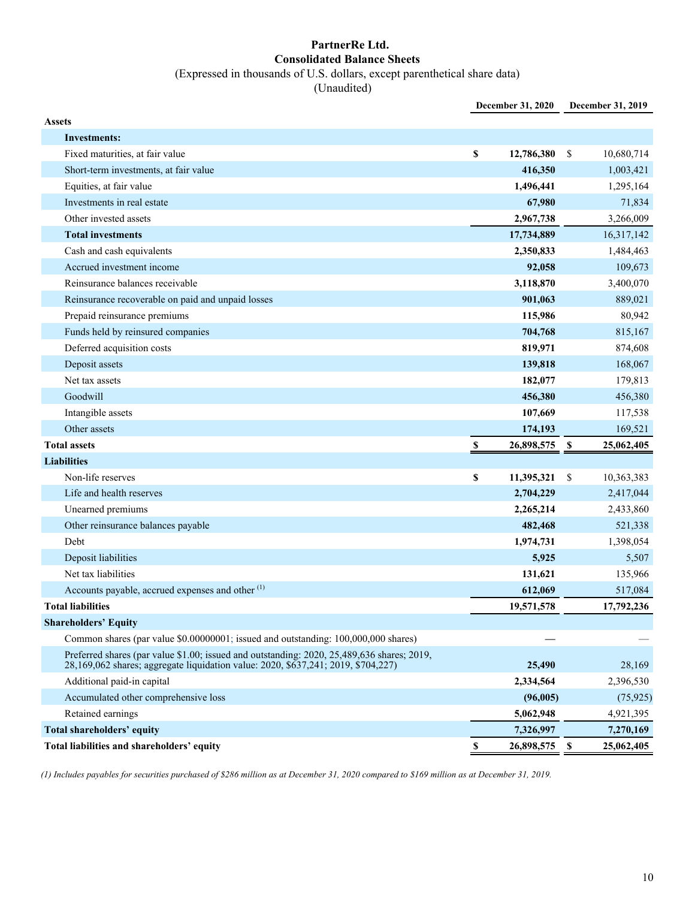# PartnerRe Ltd.

## Consolidated Balance Sheets

(Expressed in thousands of U.S. dollars, except parenthetical share data)

(Unaudited)

| | December 31, 2020 | December 31, 2019 |
|---|---|---|
| **Assets** | | |
| **Investments:** | | |
| Fixed maturities, at fair value | **$ 12,786,380** | $ 10,680,714 |
| Short-term investments, at fair value | **416,350** | 1,003,421 |
| Equities, at fair value | **1,496,441** | 1,295,164 |
| Investments in real estate | **67,980** | 71,834 |
| Other invested assets | **2,967,738** | 3,266,009 |
| **Total investments** | **17,734,889** | 16,317,142 |
| Cash and cash equivalents | **2,350,833** | 1,484,463 |
| Accrued investment income | **92,058** | 109,673 |
| Reinsurance balances receivable | **3,118,870** | 3,400,070 |
| Reinsurance recoverable on paid and unpaid losses | **901,063** | 889,021 |
| Prepaid reinsurance premiums | **115,986** | 80,942 |
| Funds held by reinsured companies | **704,768** | 815,167 |
| Deferred acquisition costs | **819,971** | 874,608 |
| Deposit assets | **139,818** | 168,067 |
| Net tax assets | **182,077** | 179,813 |
| Goodwill | **456,380** | 456,380 |
| Intangible assets | **107,669** | 117,538 |
| Other assets | **174,193** | 169,521 |
| **Total assets** | **$ 26,898,575** | **$ 25,062,405** |
| **Liabilities** | | |
| Non-life reserves | **$ 11,395,321** | $ 10,363,383 |
| Life and health reserves | **2,704,229** | 2,417,044 |
| Unearned premiums | **2,265,214** | 2,433,860 |
| Other reinsurance balances payable | **482,468** | 521,338 |
| Debt | **1,974,731** | 1,398,054 |
| Deposit liabilities | **5,925** | 5,507 |
| Net tax liabilities | **131,621** | 135,966 |
| Accounts payable, accrued expenses and other [(1)] | **612,069** | 517,084 |
| **Total liabilities** | **19,571,578** | **17,792,236** |
| **Shareholders' Equity** | | |
| Common shares (par value $0.00000001; issued and outstanding: 100,000,000 shares) | **—** | — |
| Preferred shares (par value $1.00; issued and outstanding: 2020, 25,489,636 shares; 2019, 28,169,062 shares; aggregate liquidation value: 2020, $637,241; 2019, $704,227) | **25,490** | 28,169 |
| Additional paid-in capital | **2,334,564** | 2,396,530 |
| Accumulated other comprehensive loss | **(96,005)** | (75,925) |
| Retained earnings | **5,062,948** | 4,921,395 |
| **Total shareholders' equity** | **7,326,997** | **7,270,169** |
| **Total liabilities and shareholders' equity** | **$ 26,898,575** | **$ 25,062,405** |

*(1) Includes payables for securities purchased of $286 million as at December 31, 2020 compared to $169 million as at December 31, 2019.*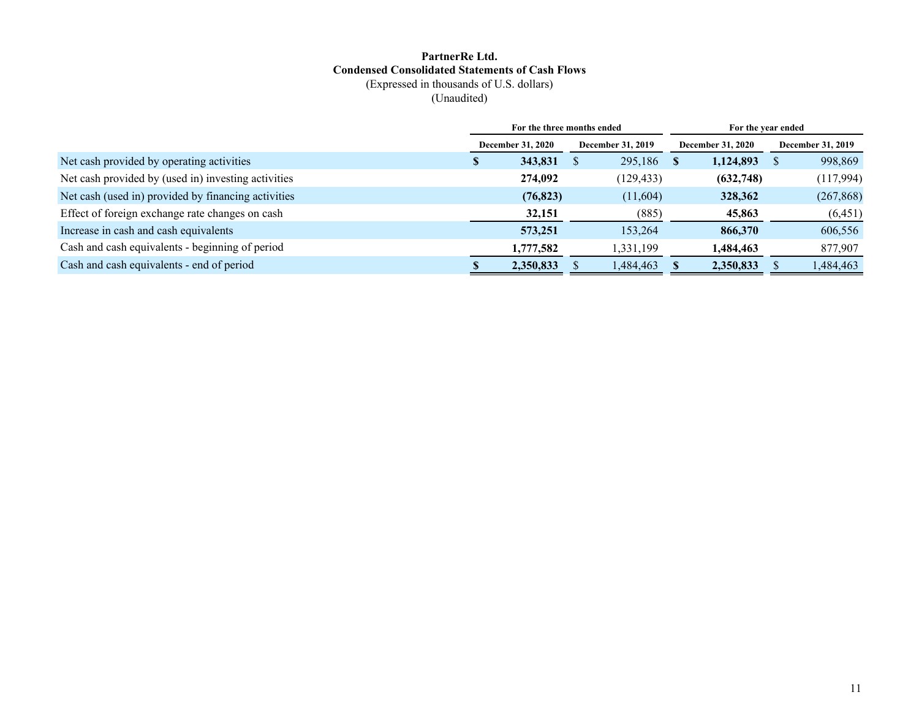**PartnerRe Ltd.**
**Condensed Consolidated Statements of Cash Flows**
(Expressed in thousands of U.S. dollars)
(Unaudited)

| | For the three months ended | | For the year ended | |
|---|---|---|---|---|
| | December 31, 2020 | December 31, 2019 | December 31, 2020 | December 31, 2019 |
| Net cash provided by operating activities | **$ 343,831** | $ 295,186 | **$ 1,124,893** | $ 998,869 |
| Net cash provided by (used in) investing activities | **274,092** | (129,433) | **(632,748)** | (117,994) |
| Net cash (used in) provided by financing activities | **(76,823)** | (11,604) | **328,362** | (267,868) |
| Effect of foreign exchange rate changes on cash | **32,151** | (885) | **45,863** | (6,451) |
| Increase in cash and cash equivalents | **573,251** | 153,264 | **866,370** | 606,556 |
| Cash and cash equivalents - beginning of period | **1,777,582** | 1,331,199 | **1,484,463** | 877,907 |
| Cash and cash equivalents - end of period | **$ 2,350,833** | $ 1,484,463 | **$ 2,350,833** | $ 1,484,463 |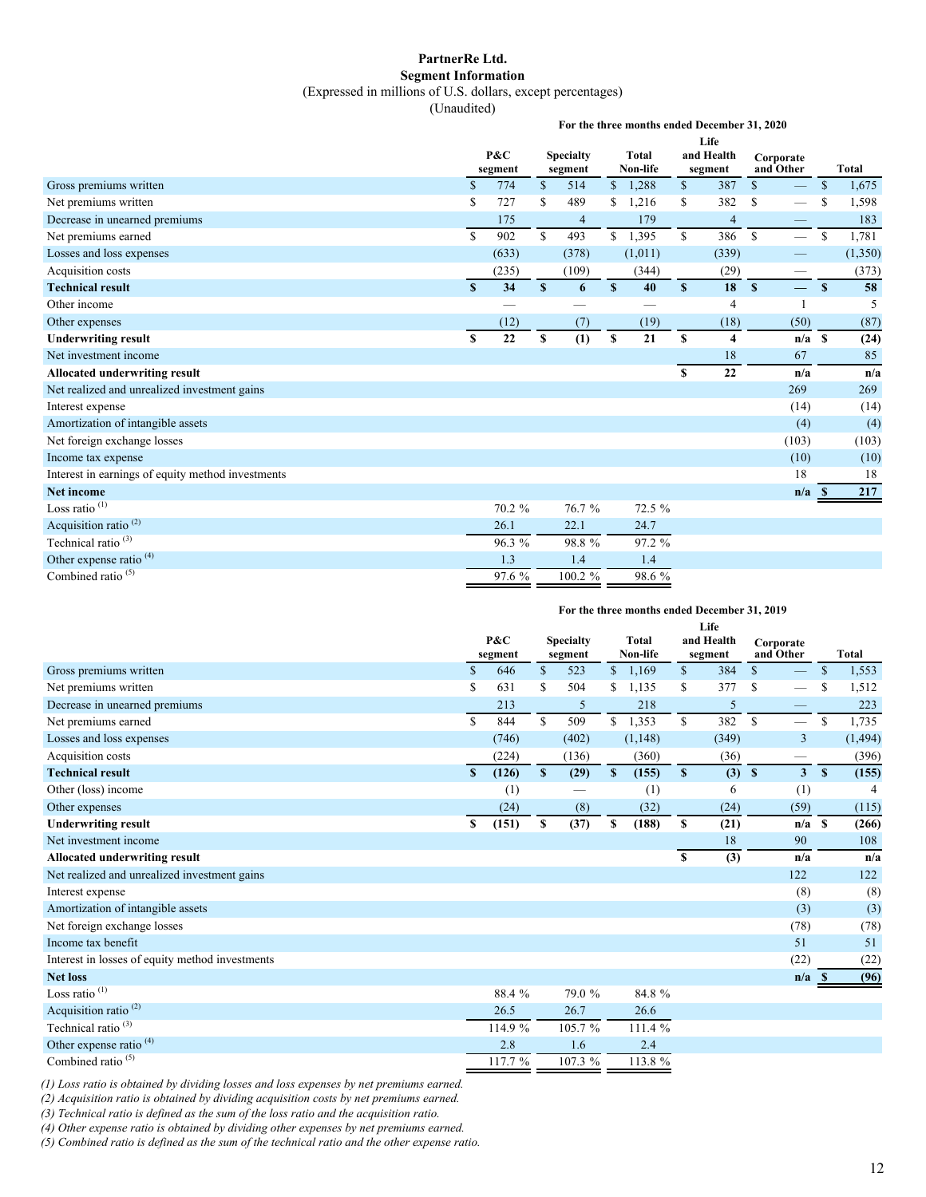**PartnerRe Ltd.**
**Segment Information**
(Expressed in millions of U.S. dollars, except percentages)
(Unaudited)

| | For the three months ended December 31, 2020 | | | | | |
|---|---|---|---|---|---|---|
| | P&C segment | Specialty segment | Total Non-life | Life and Health segment | Corporate and Other | Total |
| Gross premiums written | $ 774 | $ 514 | $ 1,288 | $ 387 | $ — | $ 1,675 |
| Net premiums written | $ 727 | $ 489 | $ 1,216 | $ 382 | $ — | $ 1,598 |
| Decrease in unearned premiums | 175 | 4 | 179 | 4 | — | 183 |
| Net premiums earned | $ 902 | $ 493 | $ 1,395 | $ 386 | $ — | $ 1,781 |
| Losses and loss expenses | (633) | (378) | (1,011) | (339) | — | (1,350) |
| Acquisition costs | (235) | (109) | (344) | (29) | — | (373) |
| **Technical result** | **$ 34** | **$ 6** | **$ 40** | **$ 18** | **$ —** | **$ 58** |
| Other income | — | — | — | 4 | 1 | 5 |
| Other expenses | (12) | (7) | (19) | (18) | (50) | (87) |
| **Underwriting result** | **$ 22** | **$ (1)** | **$ 21** | **$ 4** | **n/a** | **$ (24)** |
| Net investment income | | | | 18 | 67 | 85 |
| **Allocated underwriting result** | | | | **$ 22** | **n/a** | **n/a** |
| Net realized and unrealized investment gains | | | | | 269 | 269 |
| Interest expense | | | | | (14) | (14) |
| Amortization of intangible assets | | | | | (4) | (4) |
| Net foreign exchange losses | | | | | (103) | (103) |
| Income tax expense | | | | | (10) | (10) |
| Interest in earnings of equity method investments | | | | | 18 | 18 |
| **Net income** | | | | | **n/a** | **$ 217** |
| Loss ratio [(1)] | 70.2 % | 76.7 % | 72.5 % | | | |
| Acquisition ratio [(2)] | 26.1 | 22.1 | 24.7 | | | |
| Technical ratio [(3)] | 96.3 % | 98.8 % | 97.2 % | | | |
| Other expense ratio [(4)] | 1.3 | 1.4 | 1.4 | | | |
| Combined ratio [(5)] | 97.6 % | 100.2 % | 98.6 % | | | |

| | For the three months ended December 31, 2019 | | | | | |
|---|---|---|---|---|---|---|
| | P&C segment | Specialty segment | Total Non-life | Life and Health segment | Corporate and Other | Total |
| Gross premiums written | $ 646 | $ 523 | $ 1,169 | $ 384 | $ — | $ 1,553 |
| Net premiums written | $ 631 | $ 504 | $ 1,135 | $ 377 | $ — | $ 1,512 |
| Decrease in unearned premiums | 213 | 5 | 218 | 5 | — | 223 |
| Net premiums earned | $ 844 | $ 509 | $ 1,353 | $ 382 | $ — | $ 1,735 |
| Losses and loss expenses | (746) | (402) | (1,148) | (349) | 3 | (1,494) |
| Acquisition costs | (224) | (136) | (360) | (36) | — | (396) |
| **Technical result** | **$ (126)** | **$ (29)** | **$ (155)** | **$ (3)** | **$ 3** | **$ (155)** |
| Other (loss) income | (1) | — | (1) | 6 | (1) | 4 |
| Other expenses | (24) | (8) | (32) | (24) | (59) | (115) |
| **Underwriting result** | **$ (151)** | **$ (37)** | **$ (188)** | **$ (21)** | **n/a** | **$ (266)** |
| Net investment income | | | | 18 | 90 | 108 |
| **Allocated underwriting result** | | | | **$ (3)** | **n/a** | **n/a** |
| Net realized and unrealized investment gains | | | | | 122 | 122 |
| Interest expense | | | | | (8) | (8) |
| Amortization of intangible assets | | | | | (3) | (3) |
| Net foreign exchange losses | | | | | (78) | (78) |
| Income tax benefit | | | | | 51 | 51 |
| Interest in losses of equity method investments | | | | | (22) | (22) |
| **Net loss** | | | | | **n/a** | **$ (96)** |
| Loss ratio [(1)] | 88.4 % | 79.0 % | 84.8 % | | | |
| Acquisition ratio [(2)] | 26.5 | 26.7 | 26.6 | | | |
| Technical ratio [(3)] | 114.9 % | 105.7 % | 111.4 % | | | |
| Other expense ratio [(4)] | 2.8 | 1.6 | 2.4 | | | |
| Combined ratio [(5)] | 117.7 % | 107.3 % | 113.8 % | | | |

*(1) Loss ratio is obtained by dividing losses and loss expenses by net premiums earned.*
*(2) Acquisition ratio is obtained by dividing acquisition costs by net premiums earned.*
*(3) Technical ratio is defined as the sum of the loss ratio and the acquisition ratio.*
*(4) Other expense ratio is obtained by dividing other expenses by net premiums earned.*
*(5) Combined ratio is defined as the sum of the technical ratio and the other expense ratio.*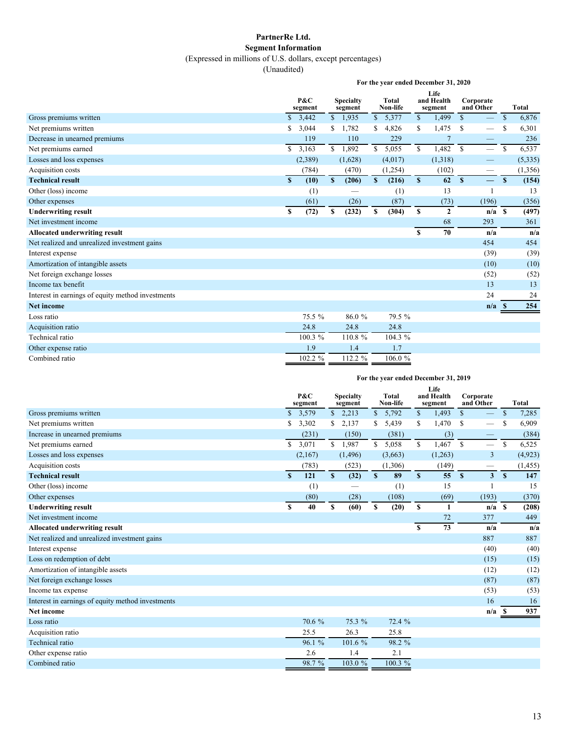**PartnerRe Ltd.**
**Segment Information**
(Expressed in millions of U.S. dollars, except percentages)
(Unaudited)

| | For the year ended December 31, 2020 | | | | | |
|---|---|---|---|---|---|---|
| | P&C segment | Specialty segment | Total Non-life | Life and Health segment | Corporate and Other | Total |
| Gross premiums written | $ 3,442 | $ 1,935 | $ 5,377 | $ 1,499 | $ — | $ 6,876 |
| Net premiums written | $ 3,044 | $ 1,782 | $ 4,826 | $ 1,475 | $ — | $ 6,301 |
| Decrease in unearned premiums | 119 | 110 | 229 | 7 | — | 236 |
| Net premiums earned | $ 3,163 | $ 1,892 | $ 5,055 | $ 1,482 | $ — | $ 6,537 |
| Losses and loss expenses | (2,389) | (1,628) | (4,017) | (1,318) | — | (5,335) |
| Acquisition costs | (784) | (470) | (1,254) | (102) | — | (1,356) |
| **Technical result** | **$ (10)** | **$ (206)** | **$ (216)** | **$ 62** | **$ —** | **$ (154)** |
| Other (loss) income | (1) | — | (1) | 13 | 1 | 13 |
| Other expenses | (61) | (26) | (87) | (73) | (196) | (356) |
| **Underwriting result** | **$ (72)** | **$ (232)** | **$ (304)** | **$ 2** | **n/a** | **$ (497)** |
| Net investment income | | | | 68 | 293 | 361 |
| **Allocated underwriting result** | | | | **$ 70** | **n/a** | **n/a** |
| Net realized and unrealized investment gains | | | | | 454 | 454 |
| Interest expense | | | | | (39) | (39) |
| Amortization of intangible assets | | | | | (10) | (10) |
| Net foreign exchange losses | | | | | (52) | (52) |
| Income tax benefit | | | | | 13 | 13 |
| Interest in earnings of equity method investments | | | | | 24 | 24 |
| **Net income** | | | | | **n/a** | **$ 254** |
| Loss ratio | 75.5 % | 86.0 % | 79.5 % | | | |
| Acquisition ratio | 24.8 | 24.8 | 24.8 | | | |
| Technical ratio | 100.3 % | 110.8 % | 104.3 % | | | |
| Other expense ratio | 1.9 | 1.4 | 1.7 | | | |
| Combined ratio | 102.2 % | 112.2 % | 106.0 % | | | |

| | For the year ended December 31, 2019 | | | | | |
|---|---|---|---|---|---|---|
| | P&C segment | Specialty segment | Total Non-life | Life and Health segment | Corporate and Other | Total |
| Gross premiums written | $ 3,579 | $ 2,213 | $ 5,792 | $ 1,493 | $ — | $ 7,285 |
| Net premiums written | $ 3,302 | $ 2,137 | $ 5,439 | $ 1,470 | $ — | $ 6,909 |
| Increase in unearned premiums | (231) | (150) | (381) | (3) | — | (384) |
| Net premiums earned | $ 3,071 | $ 1,987 | $ 5,058 | $ 1,467 | $ — | $ 6,525 |
| Losses and loss expenses | (2,167) | (1,496) | (3,663) | (1,263) | 3 | (4,923) |
| Acquisition costs | (783) | (523) | (1,306) | (149) | — | (1,455) |
| **Technical result** | **$ 121** | **$ (32)** | **$ 89** | **$ 55** | **$ 3** | **$ 147** |
| Other (loss) income | (1) | — | (1) | 15 | 1 | 15 |
| Other expenses | (80) | (28) | (108) | (69) | (193) | (370) |
| **Underwriting result** | **$ 40** | **$ (60)** | **$ (20)** | **$ 1** | **n/a** | **$ (208)** |
| Net investment income | | | | 72 | 377 | 449 |
| **Allocated underwriting result** | | | | **$ 73** | **n/a** | **n/a** |
| Net realized and unrealized investment gains | | | | | 887 | 887 |
| Interest expense | | | | | (40) | (40) |
| Loss on redemption of debt | | | | | (15) | (15) |
| Amortization of intangible assets | | | | | (12) | (12) |
| Net foreign exchange losses | | | | | (87) | (87) |
| Income tax expense | | | | | (53) | (53) |
| Interest in earnings of equity method investments | | | | | 16 | 16 |
| **Net income** | | | | | **n/a** | **$ 937** |
| Loss ratio | 70.6 % | 75.3 % | 72.4 % | | | |
| Acquisition ratio | 25.5 | 26.3 | 25.8 | | | |
| Technical ratio | 96.1 % | 101.6 % | 98.2 % | | | |
| Other expense ratio | 2.6 | 1.4 | 2.1 | | | |
| Combined ratio | 98.7 % | 103.0 % | 100.3 % | | | |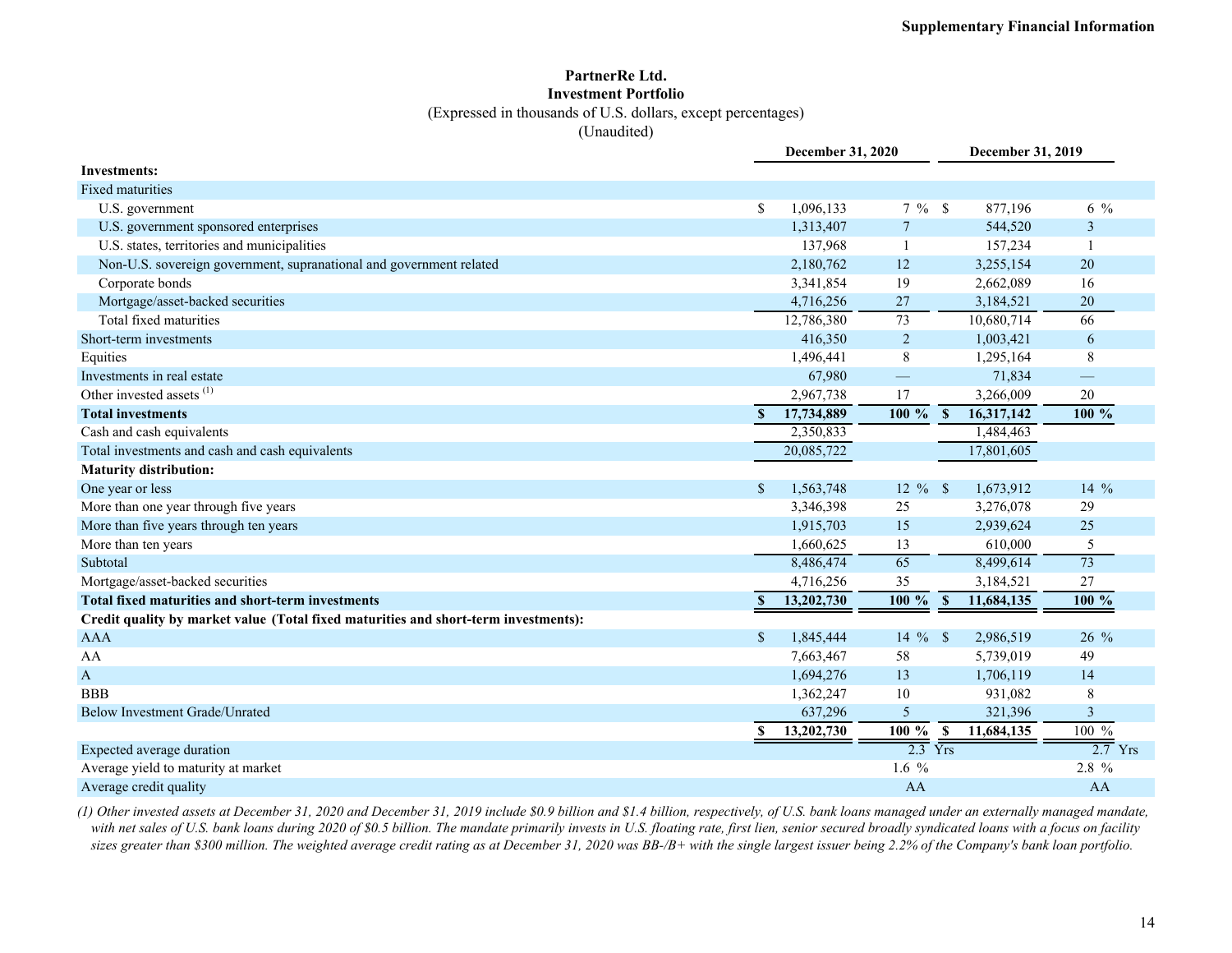**PartnerRe Ltd.**
**Investment Portfolio**
(Expressed in thousands of U.S. dollars, except percentages)
(Unaudited)

| | December 31, 2020 | | December 31, 2019 | |
|---|---|---|---|---|
| **Investments:** | | | | |
| Fixed maturities | | | | |
| U.S. government | $ 1,096,133 | 7 % | $ 877,196 | 6 % |
| U.S. government sponsored enterprises | 1,313,407 | 7 | 544,520 | 3 |
| U.S. states, territories and municipalities | 137,968 | 1 | 157,234 | 1 |
| Non-U.S. sovereign government, supranational and government related | 2,180,762 | 12 | 3,255,154 | 20 |
| Corporate bonds | 3,341,854 | 19 | 2,662,089 | 16 |
| Mortgage/asset-backed securities | 4,716,256 | 27 | 3,184,521 | 20 |
| Total fixed maturities | 12,786,380 | 73 | 10,680,714 | 66 |
| Short-term investments | 416,350 | 2 | 1,003,421 | 6 |
| Equities | 1,496,441 | 8 | 1,295,164 | 8 |
| Investments in real estate | 67,980 | — | 71,834 | — |
| Other invested assets [(1)] | 2,967,738 | 17 | 3,266,009 | 20 |
| **Total investments** | **$ 17,734,889** | **100 %** | **$ 16,317,142** | **100 %** |
| Cash and cash equivalents | 2,350,833 | | 1,484,463 | |
| Total investments and cash and cash equivalents | 20,085,722 | | 17,801,605 | |
| **Maturity distribution:** | | | | |
| One year or less | $ 1,563,748 | 12 % | $ 1,673,912 | 14 % |
| More than one year through five years | 3,346,398 | 25 | 3,276,078 | 29 |
| More than five years through ten years | 1,915,703 | 15 | 2,939,624 | 25 |
| More than ten years | 1,660,625 | 13 | 610,000 | 5 |
| Subtotal | 8,486,474 | 65 | 8,499,614 | 73 |
| Mortgage/asset-backed securities | 4,716,256 | 35 | 3,184,521 | 27 |
| **Total fixed maturities and short-term investments** | **$ 13,202,730** | **100 %** | **$ 11,684,135** | **100 %** |
| **Credit quality by market value (Total fixed maturities and short-term investments):** | | | | |
| AAA | $ 1,845,444 | 14 % | $ 2,986,519 | 26 % |
| AA | 7,663,467 | 58 | 5,739,019 | 49 |
| A | 1,694,276 | 13 | 1,706,119 | 14 |
| BBB | 1,362,247 | 10 | 931,082 | 8 |
| Below Investment Grade/Unrated | 637,296 | 5 | 321,396 | 3 |
| | **$ 13,202,730** | **100 %** | **$ 11,684,135** | 100 % |
| Expected average duration | | 2.3 Yrs | | 2.7 Yrs |
| Average yield to maturity at market | | 1.6 % | | 2.8 % |
| Average credit quality | | AA | | AA |

*(1) Other invested assets at December 31, 2020 and December 31, 2019 include $0.9 billion and $1.4 billion, respectively, of U.S. bank loans managed under an externally managed mandate, with net sales of U.S. bank loans during 2020 of $0.5 billion. The mandate primarily invests in U.S. floating rate, first lien, senior secured broadly syndicated loans with a focus on facility sizes greater than $300 million. The weighted average credit rating as at December 31, 2020 was BB-/B+ with the single largest issuer being 2.2% of the Company's bank loan portfolio.*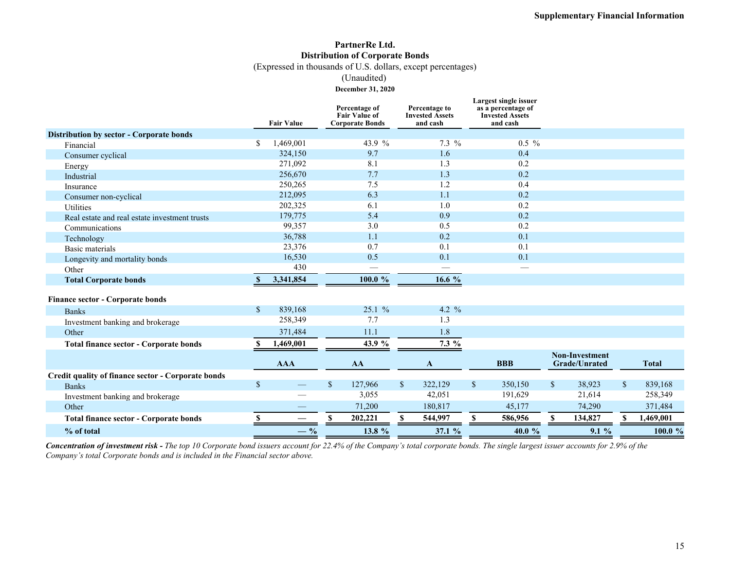## PartnerRe Ltd.
## Distribution of Corporate Bonds

(Expressed in thousands of U.S. dollars, except percentages)

(Unaudited)

**December 31, 2020**

| | Fair Value | Percentage of Fair Value of Corporate Bonds | Percentage to Invested Assets and cash | Largest single issuer as a percentage of Invested Assets and cash |
|---|---|---|---|---|
| **Distribution by sector - Corporate bonds** | | | | |
| Financial | $ 1,469,001 | 43.9 % | 7.3 % | 0.5 % |
| Consumer cyclical | 324,150 | 9.7 | 1.6 | 0.4 |
| Energy | 271,092 | 8.1 | 1.3 | 0.2 |
| Industrial | 256,670 | 7.7 | 1.3 | 0.2 |
| Insurance | 250,265 | 7.5 | 1.2 | 0.4 |
| Consumer non-cyclical | 212,095 | 6.3 | 1.1 | 0.2 |
| Utilities | 202,325 | 6.1 | 1.0 | 0.2 |
| Real estate and real estate investment trusts | 179,775 | 5.4 | 0.9 | 0.2 |
| Communications | 99,357 | 3.0 | 0.5 | 0.2 |
| Technology | 36,788 | 1.1 | 0.2 | 0.1 |
| Basic materials | 23,376 | 0.7 | 0.1 | 0.1 |
| Longevity and mortality bonds | 16,530 | 0.5 | 0.1 | 0.1 |
| Other | 430 | — | — | — |
| **Total Corporate bonds** | **$ 3,341,854** | **100.0 %** | **16.6 %** | |
| **Finance sector - Corporate bonds** | | | | |
| Banks | $ 839,168 | 25.1 % | 4.2 % | |
| Investment banking and brokerage | 258,349 | 7.7 | 1.3 | |
| Other | 371,484 | 11.1 | 1.8 | |
| **Total finance sector - Corporate bonds** | **$ 1,469,001** | **43.9 %** | **7.3 %** | |

| | AAA | AA | A | BBB | Non-Investment Grade/Unrated | Total |
|---|---|---|---|---|---|---|
| **Credit quality of finance sector - Corporate bonds** | | | | | | |
| Banks | $ — | $ 127,966 | $ 322,129 | $ 350,150 | $ 38,923 | $ 839,168 |
| Investment banking and brokerage | — | 3,055 | 42,051 | 191,629 | 21,614 | 258,349 |
| Other | — | 71,200 | 180,817 | 45,177 | 74,290 | 371,484 |
| **Total finance sector - Corporate bonds** | **$ —** | **$ 202,221** | **$ 544,997** | **$ 586,956** | **$ 134,827** | **$ 1,469,001** |
| **% of total** | **— %** | **13.8 %** | **37.1 %** | **40.0 %** | **9.1 %** | **100.0 %** |

***Concentration of investment risk -*** *The top 10 Corporate bond issuers account for 22.4% of the Company's total corporate bonds. The single largest issuer accounts for 2.9% of the Company's total Corporate bonds and is included in the Financial sector above.*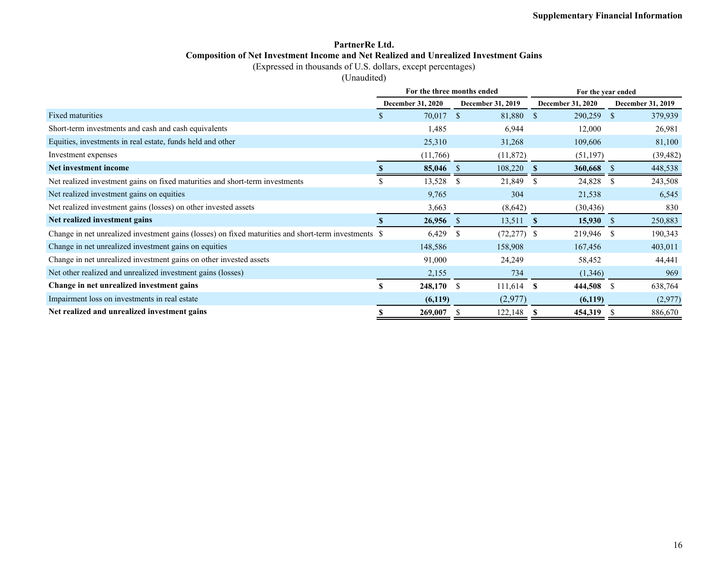**Supplementary Financial Information**

**PartnerRe Ltd.**
**Composition of Net Investment Income and Net Realized and Unrealized Investment Gains**
(Expressed in thousands of U.S. dollars, except percentages)
(Unaudited)

| | For the three months ended | | For the year ended | |
|---|---|---|---|---|
| | December 31, 2020 | December 31, 2019 | December 31, 2020 | December 31, 2019 |
| Fixed maturities | $ 70,017 | $ 81,880 | $ 290,259 | $ 379,939 |
| Short-term investments and cash and cash equivalents | 1,485 | 6,944 | 12,000 | 26,981 |
| Equities, investments in real estate, funds held and other | 25,310 | 31,268 | 109,606 | 81,100 |
| Investment expenses | (11,766) | (11,872) | (51,197) | (39,482) |
| **Net investment income** | **$ 85,046** | $ 108,220 | **$ 360,668** | $ 448,538 |
| Net realized investment gains on fixed maturities and short-term investments | $ 13,528 | $ 21,849 | $ 24,828 | $ 243,508 |
| Net realized investment gains on equities | 9,765 | 304 | 21,538 | 6,545 |
| Net realized investment gains (losses) on other invested assets | 3,663 | (8,642) | (30,436) | 830 |
| **Net realized investment gains** | **$ 26,956** | $ 13,511 | **$ 15,930** | $ 250,883 |
| Change in net unrealized investment gains (losses) on fixed maturities and short-term investments | $ 6,429 | $ (72,277) | $ 219,946 | $ 190,343 |
| Change in net unrealized investment gains on equities | 148,586 | 158,908 | 167,456 | 403,011 |
| Change in net unrealized investment gains on other invested assets | 91,000 | 24,249 | 58,452 | 44,441 |
| Net other realized and unrealized investment gains (losses) | 2,155 | 734 | (1,346) | 969 |
| **Change in net unrealized investment gains** | **$ 248,170** | $ 111,614 | **$ 444,508** | $ 638,764 |
| Impairment loss on investments in real estate | **(6,119)** | (2,977) | **(6,119)** | (2,977) |
| **Net realized and unrealized investment gains** | **$ 269,007** | $ 122,148 | **$ 454,319** | $ 886,670 |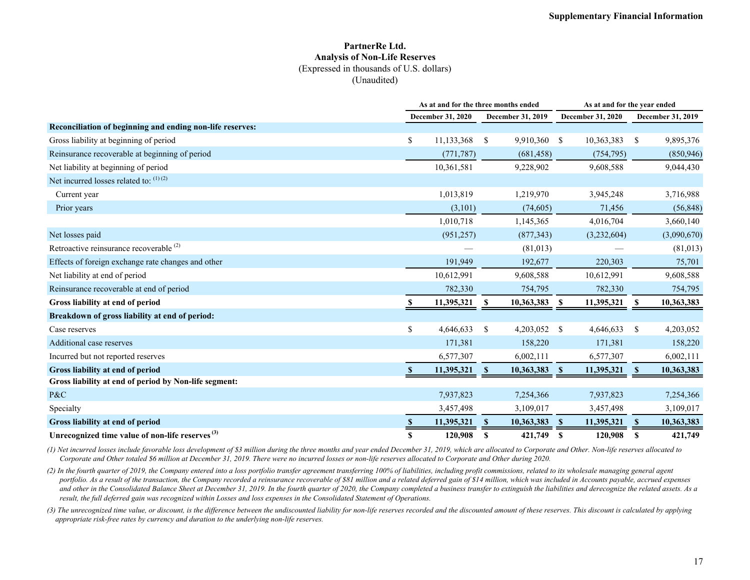# PartnerRe Ltd.
## Analysis of Non-Life Reserves
(Expressed in thousands of U.S. dollars)
(Unaudited)

| | As at and for the three months ended | | As at and for the year ended | |
|---|---|---|---|---|
| | December 31, 2020 | December 31, 2019 | December 31, 2020 | December 31, 2019 |
| **Reconciliation of beginning and ending non-life reserves:** | | | | |
| Gross liability at beginning of period | $ 11,133,368 | $ 9,910,360 | $ 10,363,383 | $ 9,895,376 |
| Reinsurance recoverable at beginning of period | (771,787) | (681,458) | (754,795) | (850,946) |
| Net liability at beginning of period | 10,361,581 | 9,228,902 | 9,608,588 | 9,044,430 |
| Net incurred losses related to: (1) (2) | | | | |
| Current year | 1,013,819 | 1,219,970 | 3,945,248 | 3,716,988 |
| Prior years | (3,101) | (74,605) | 71,456 | (56,848) |
| | 1,010,718 | 1,145,365 | 4,016,704 | 3,660,140 |
| Net losses paid | (951,257) | (877,343) | (3,232,604) | (3,090,670) |
| Retroactive reinsurance recoverable (2) | — | (81,013) | — | (81,013) |
| Effects of foreign exchange rate changes and other | 191,949 | 192,677 | 220,303 | 75,701 |
| Net liability at end of period | 10,612,991 | 9,608,588 | 10,612,991 | 9,608,588 |
| Reinsurance recoverable at end of period | 782,330 | 754,795 | 782,330 | 754,795 |
| **Gross liability at end of period** | **$ 11,395,321** | **$ 10,363,383** | **$ 11,395,321** | **$ 10,363,383** |
| **Breakdown of gross liability at end of period:** | | | | |
| Case reserves | $ 4,646,633 | $ 4,203,052 | $ 4,646,633 | $ 4,203,052 |
| Additional case reserves | 171,381 | 158,220 | 171,381 | 158,220 |
| Incurred but not reported reserves | 6,577,307 | 6,002,111 | 6,577,307 | 6,002,111 |
| **Gross liability at end of period** | **$ 11,395,321** | **$ 10,363,383** | **$ 11,395,321** | **$ 10,363,383** |
| **Gross liability at end of period by Non-life segment:** | | | | |
| P&C | 7,937,823 | 7,254,366 | 7,937,823 | 7,254,366 |
| Specialty | 3,457,498 | 3,109,017 | 3,457,498 | 3,109,017 |
| **Gross liability at end of period** | **$ 11,395,321** | **$ 10,363,383** | **$ 11,395,321** | **$ 10,363,383** |
| **Unrecognized time value of non-life reserves (3)** | **$ 120,908** | **$ 421,749** | **$ 120,908** | **$ 421,749** |

*(1) Net incurred losses include favorable loss development of $3 million during the three months and year ended December 31, 2019, which are allocated to Corporate and Other. Non-life reserves allocated to Corporate and Other totaled $6 million at December 31, 2019. There were no incurred losses or non-life reserves allocated to Corporate and Other during 2020.*

*(2) In the fourth quarter of 2019, the Company entered into a loss portfolio transfer agreement transferring 100% of liabilities, including profit commissions, related to its wholesale managing general agent portfolio. As a result of the transaction, the Company recorded a reinsurance recoverable of $81 million and a related deferred gain of $14 million, which was included in Accounts payable, accrued expenses and other in the Consolidated Balance Sheet at December 31, 2019. In the fourth quarter of 2020, the Company completed a business transfer to extinguish the liabilities and derecognize the related assets. As a result, the full deferred gain was recognized within Losses and loss expenses in the Consolidated Statement of Operations.*

*(3) The unrecognized time value, or discount, is the difference between the undiscounted liability for non-life reserves recorded and the discounted amount of these reserves. This discount is calculated by applying appropriate risk-free rates by currency and duration to the underlying non-life reserves.*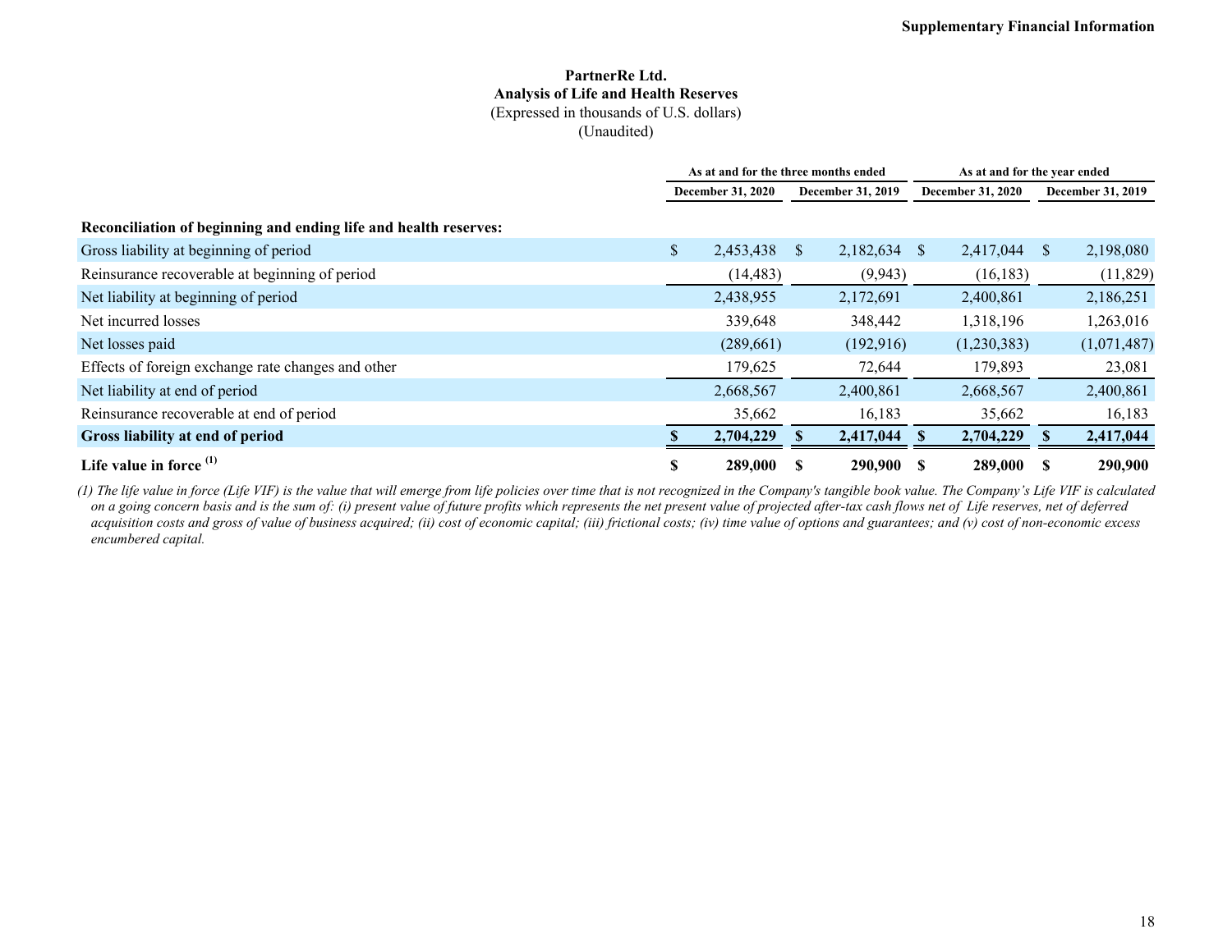**PartnerRe Ltd.**
**Analysis of Life and Health Reserves**
(Expressed in thousands of U.S. dollars)
(Unaudited)

| | As at and for the three months ended | | As at and for the year ended | |
|---|---|---|---|---|
| | December 31, 2020 | December 31, 2019 | December 31, 2020 | December 31, 2019 |
| **Reconciliation of beginning and ending life and health reserves:** | | | | |
| Gross liability at beginning of period | $ 2,453,438 | $ 2,182,634 | $ 2,417,044 | $ 2,198,080 |
| Reinsurance recoverable at beginning of period | (14,483) | (9,943) | (16,183) | (11,829) |
| Net liability at beginning of period | 2,438,955 | 2,172,691 | 2,400,861 | 2,186,251 |
| Net incurred losses | 339,648 | 348,442 | 1,318,196 | 1,263,016 |
| Net losses paid | (289,661) | (192,916) | (1,230,383) | (1,071,487) |
| Effects of foreign exchange rate changes and other | 179,625 | 72,644 | 179,893 | 23,081 |
| Net liability at end of period | 2,668,567 | 2,400,861 | 2,668,567 | 2,400,861 |
| Reinsurance recoverable at end of period | 35,662 | 16,183 | 35,662 | 16,183 |
| **Gross liability at end of period** | **$ 2,704,229** | **$ 2,417,044** | **$ 2,704,229** | **$ 2,417,044** |
| **Life value in force [1]** | **$ 289,000** | **$ 290,900** | **$ 289,000** | **$ 290,900** |

*(1) The life value in force (Life VIF) is the value that will emerge from life policies over time that is not recognized in the Company's tangible book value. The Company's Life VIF is calculated on a going concern basis and is the sum of: (i) present value of future profits which represents the net present value of projected after-tax cash flows net of Life reserves, net of deferred acquisition costs and gross of value of business acquired; (ii) cost of economic capital; (iii) frictional costs; (iv) time value of options and guarantees; and (v) cost of non-economic excess encumbered capital.*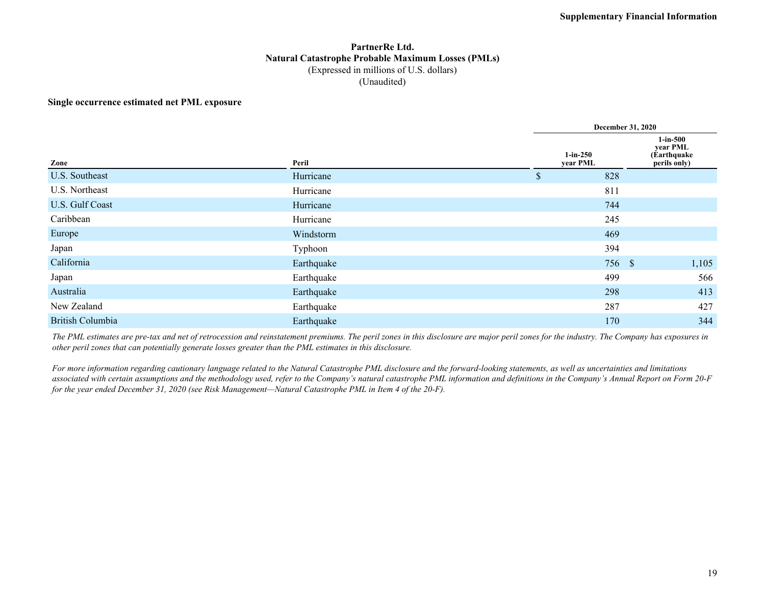# PartnerRe Ltd.
## Natural Catastrophe Probable Maximum Losses (PMLs)
(Expressed in millions of U.S. dollars)
(Unaudited)

**Single occurrence estimated net PML exposure**

| | | December 31, 2020 | |
|---|---|---|---|
| **Zone** | **Peril** | **1-in-250 year PML** | **1-in-500 year PML (Earthquake perils only)** |
| U.S. Southeast | Hurricane | $ 828 | |
| U.S. Northeast | Hurricane | 811 | |
| U.S. Gulf Coast | Hurricane | 744 | |
| Caribbean | Hurricane | 245 | |
| Europe | Windstorm | 469 | |
| Japan | Typhoon | 394 | |
| California | Earthquake | 756 | $ 1,105 |
| Japan | Earthquake | 499 | 566 |
| Australia | Earthquake | 298 | 413 |
| New Zealand | Earthquake | 287 | 427 |
| British Columbia | Earthquake | 170 | 344 |

*The PML estimates are pre-tax and net of retrocession and reinstatement premiums. The peril zones in this disclosure are major peril zones for the industry. The Company has exposures in other peril zones that can potentially generate losses greater than the PML estimates in this disclosure.*

*For more information regarding cautionary language related to the Natural Catastrophe PML disclosure and the forward-looking statements, as well as uncertainties and limitations associated with certain assumptions and the methodology used, refer to the Company's natural catastrophe PML information and definitions in the Company's Annual Report on Form 20-F for the year ended December 31, 2020 (see Risk Management—Natural Catastrophe PML in Item 4 of the 20-F).*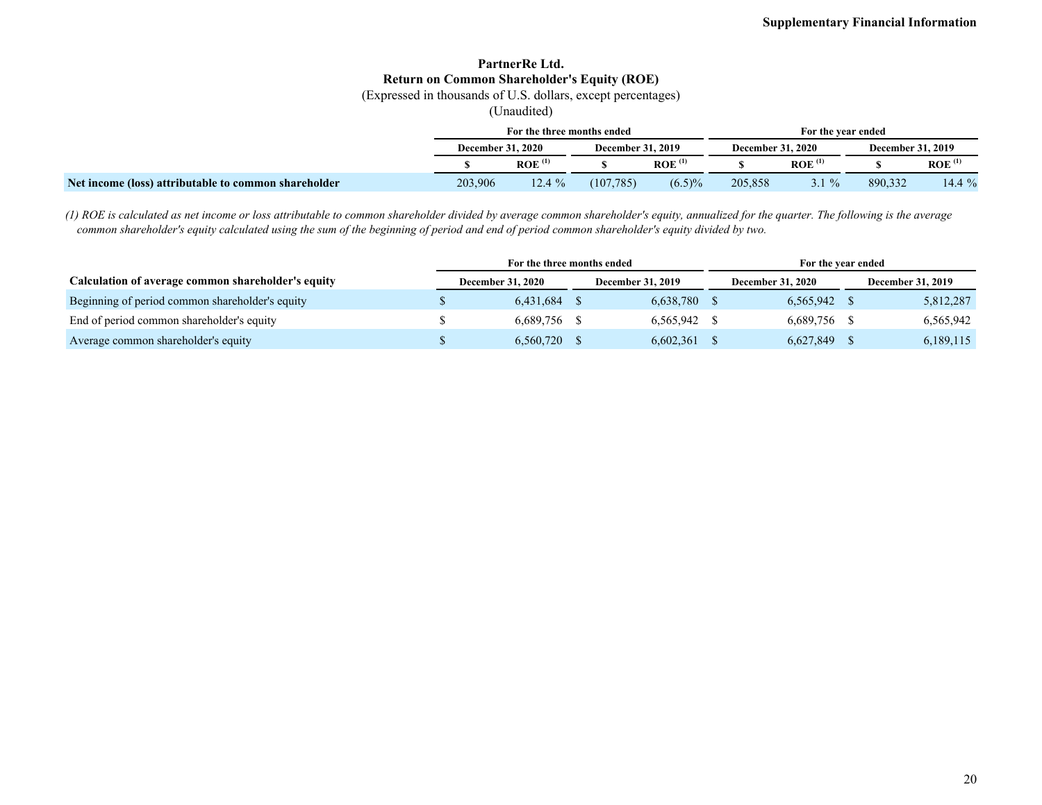# PartnerRe Ltd.
## Return on Common Shareholder's Equity (ROE)
(Expressed in thousands of U.S. dollars, except percentages)
(Unaudited)

| | For the three months ended | | | | For the year ended | | | |
|---|---|---|---|---|---|---|---|---|
| | December 31, 2020 | | December 31, 2019 | | December 31, 2020 | | December 31, 2019 | |
| | $ | ROE [(1)] | $ | ROE [(1)] | $ | ROE [(1)] | $ | ROE [(1)] |
| **Net income (loss) attributable to common shareholder** | 203,906 | 12.4 % | (107,785) | (6.5)% | 205,858 | 3.1 % | 890,332 | 14.4 % |

*(1) ROE is calculated as net income or loss attributable to common shareholder divided by average common shareholder's equity, annualized for the quarter. The following is the average common shareholder's equity calculated using the sum of the beginning of period and end of period common shareholder's equity divided by two.*

| | For the three months ended | | For the year ended | |
|---|---|---|---|---|
| **Calculation of average common shareholder's equity** | December 31, 2020 | December 31, 2019 | December 31, 2020 | December 31, 2019 |
| Beginning of period common shareholder's equity | $ 6,431,684 | $ 6,638,780 | $ 6,565,942 | $ 5,812,287 |
| End of period common shareholder's equity | $ 6,689,756 | $ 6,565,942 | $ 6,689,756 | $ 6,565,942 |
| Average common shareholder's equity | $ 6,560,720 | $ 6,602,361 | $ 6,627,849 | $ 6,189,115 |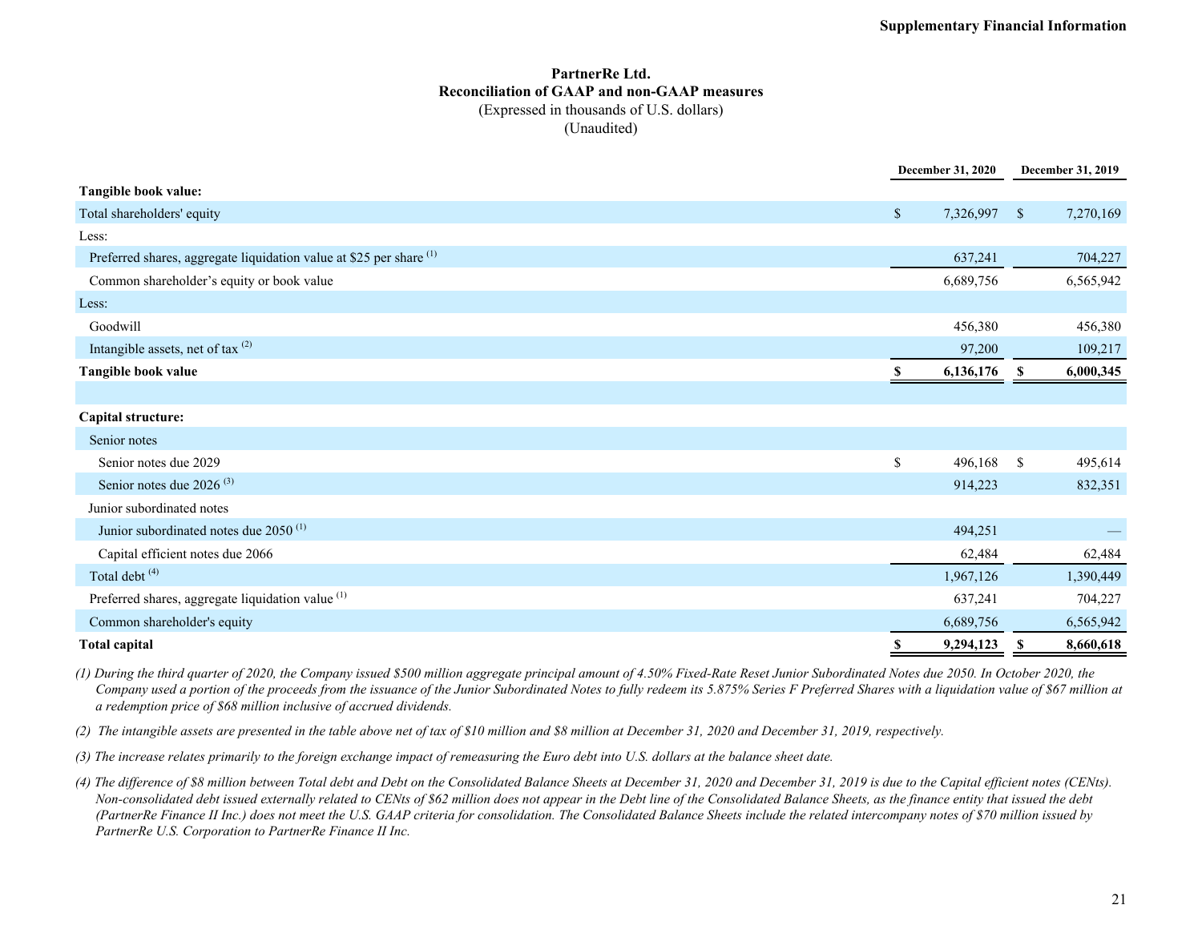**Supplementary Financial Information**

## PartnerRe Ltd.
## Reconciliation of GAAP and non-GAAP measures
(Expressed in thousands of U.S. dollars)
(Unaudited)

| | December 31, 2020 | December 31, 2019 |
|---|---|---|
| **Tangible book value:** | | |
| Total shareholders' equity | $ 7,326,997 | $ 7,270,169 |
| Less: | | |
| Preferred shares, aggregate liquidation value at $25 per share [(1)] | 637,241 | 704,227 |
| Common shareholder's equity or book value | 6,689,756 | 6,565,942 |
| Less: | | |
| Goodwill | 456,380 | 456,380 |
| Intangible assets, net of tax [(2)] | 97,200 | 109,217 |
| **Tangible book value** | **$ 6,136,176** | **$ 6,000,345** |
| | | |
| **Capital structure:** | | |
| Senior notes | | |
| Senior notes due 2029 | $ 496,168 | $ 495,614 |
| Senior notes due 2026 [(3)] | 914,223 | 832,351 |
| Junior subordinated notes | | |
| Junior subordinated notes due 2050 [(1)] | 494,251 | — |
| Capital efficient notes due 2066 | 62,484 | 62,484 |
| Total debt [(4)] | 1,967,126 | 1,390,449 |
| Preferred shares, aggregate liquidation value [(1)] | 637,241 | 704,227 |
| Common shareholder's equity | 6,689,756 | 6,565,942 |
| **Total capital** | **$ 9,294,123** | **$ 8,660,618** |

*(1) During the third quarter of 2020, the Company issued $500 million aggregate principal amount of 4.50% Fixed-Rate Reset Junior Subordinated Notes due 2050. In October 2020, the Company used a portion of the proceeds from the issuance of the Junior Subordinated Notes to fully redeem its 5.875% Series F Preferred Shares with a liquidation value of $67 million at a redemption price of $68 million inclusive of accrued dividends.*

*(2) The intangible assets are presented in the table above net of tax of $10 million and $8 million at December 31, 2020 and December 31, 2019, respectively.*

*(3) The increase relates primarily to the foreign exchange impact of remeasuring the Euro debt into U.S. dollars at the balance sheet date.*

*(4) The difference of $8 million between Total debt and Debt on the Consolidated Balance Sheets at December 31, 2020 and December 31, 2019 is due to the Capital efficient notes (CENts). Non-consolidated debt issued externally related to CENts of $62 million does not appear in the Debt line of the Consolidated Balance Sheets, as the finance entity that issued the debt (PartnerRe Finance II Inc.) does not meet the U.S. GAAP criteria for consolidation. The Consolidated Balance Sheets include the related intercompany notes of $70 million issued by PartnerRe U.S. Corporation to PartnerRe Finance II Inc.*